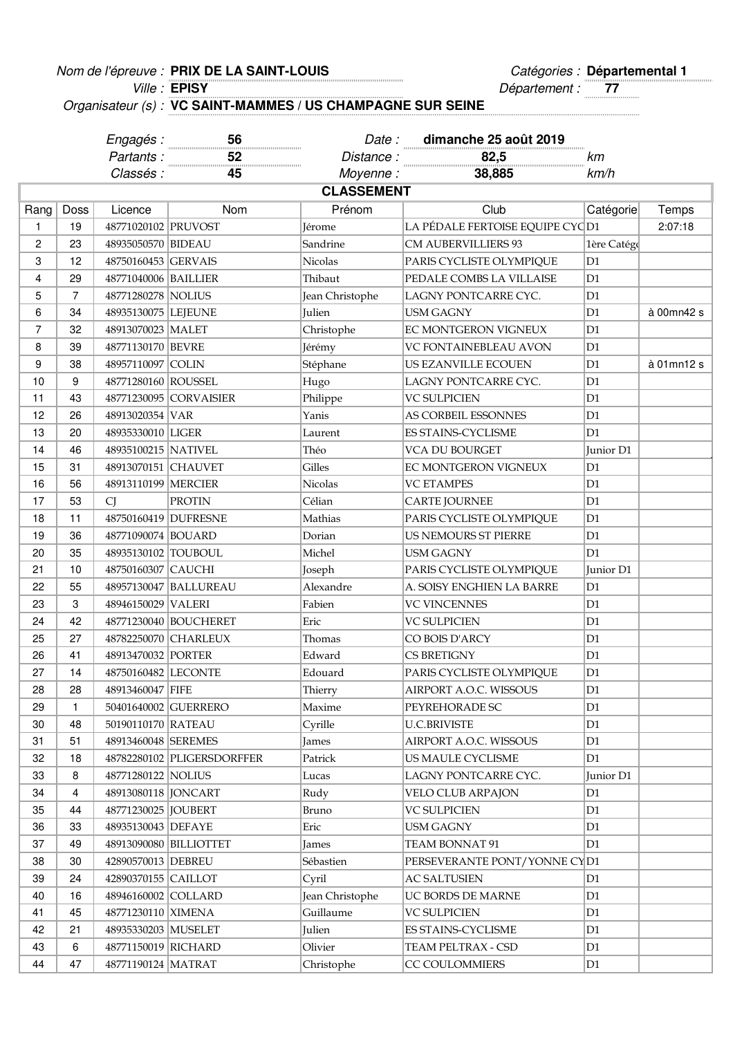*Nom de l'épreuve :* **PRIX DE LA SAINT-LOUIS** *Catégories :* **Départemental 1**

*Ville :* **EPISY** *Département :* **77**

*Organisateur (s) :* **VC SAINT-MAMMES / US CHAMPAGNE SUR SEINE**

| | | | | | |
|---|---|---|---|---|---|
| *Engagés :* | **56** | *Date :* | **dimanche 25 août 2019** | | |
| *Partants :* | **52** | *Distance :* | **82,5** | *km* | |
| *Classés :* | **45** | *Moyenne :* | **38,885** | *km/h* | |

**CLASSEMENT**

| Rang | Doss | Licence | Nom | Prénom | Club | Catégorie | Temps |
|---|---|---|---|---|---|---|---|
| 1 | 19 | 48771020102 | PRUVOST | Jérome | LA PÉDALE FERTOISE EQUIPE CYC | D1 | 2:07:18 |
| 2 | 23 | 48935050570 | BIDEAU | Sandrine | CM AUBERVILLIERS 93 | 1ère Catégo | |
| 3 | 12 | 48750160453 | GERVAIS | Nicolas | PARIS CYCLISTE OLYMPIQUE | D1 | |
| 4 | 29 | 48771040006 | BAILLIER | Thibaut | PEDALE COMBS LA VILLAISE | D1 | |
| 5 | 7 | 48771280278 | NOLIUS | Jean Christophe | LAGNY PONTCARRE CYC. | D1 | |
| 6 | 34 | 48935130075 | LEJEUNE | Julien | USM GAGNY | D1 | à 00mn42 s |
| 7 | 32 | 48913070023 | MALET | Christophe | EC MONTGERON VIGNEUX | D1 | |
| 8 | 39 | 48771130170 | BEVRE | Jérémy | VC FONTAINEBLEAU AVON | D1 | |
| 9 | 38 | 48957110097 | COLIN | Stéphane | US EZANVILLE ECOUEN | D1 | à 01mn12 s |
| 10 | 9 | 48771280160 | ROUSSEL | Hugo | LAGNY PONTCARRE CYC. | D1 | |
| 11 | 43 | 48771230095 | CORVAISIER | Philippe | VC SULPICIEN | D1 | |
| 12 | 26 | 48913020354 | VAR | Yanis | AS CORBEIL ESSONNES | D1 | |
| 13 | 20 | 48935330010 | LIGER | Laurent | ES STAINS-CYCLISME | D1 | |
| 14 | 46 | 48935100215 | NATIVEL | Théo | VCA DU BOURGET | Junior D1 | |
| 15 | 31 | 48913070151 | CHAUVET | Gilles | EC MONTGERON VIGNEUX | D1 | |
| 16 | 56 | 48913110199 | MERCIER | Nicolas | VC ETAMPES | D1 | |
| 17 | 53 | CJ | PROTIN | Célian | CARTE JOURNEE | D1 | |
| 18 | 11 | 48750160419 | DUFRESNE | Mathias | PARIS CYCLISTE OLYMPIQUE | D1 | |
| 19 | 36 | 48771090074 | BOUARD | Dorian | US NEMOURS ST PIERRE | D1 | |
| 20 | 35 | 48935130102 | TOUBOUL | Michel | USM GAGNY | D1 | |
| 21 | 10 | 48750160307 | CAUCHI | Joseph | PARIS CYCLISTE OLYMPIQUE | Junior D1 | |
| 22 | 55 | 48957130047 | BALLUREAU | Alexandre | A. SOISY ENGHIEN LA BARRE | D1 | |
| 23 | 3 | 48946150029 | VALERI | Fabien | VC VINCENNES | D1 | |
| 24 | 42 | 48771230040 | BOUCHERET | Eric | VC SULPICIEN | D1 | |
| 25 | 27 | 48782250070 | CHARLEUX | Thomas | CO BOIS D'ARCY | D1 | |
| 26 | 41 | 48913470032 | PORTER | Edward | CS BRETIGNY | D1 | |
| 27 | 14 | 48750160482 | LECONTE | Edouard | PARIS CYCLISTE OLYMPIQUE | D1 | |
| 28 | 28 | 48913460047 | FIFE | Thierry | AIRPORT A.O.C. WISSOUS | D1 | |
| 29 | 1 | 50401640002 | GUERRERO | Maxime | PEYREHORADE SC | D1 | |
| 30 | 48 | 50190110170 | RATEAU | Cyrille | U.C.BRIVISTE | D1 | |
| 31 | 51 | 48913460048 | SEREMES | James | AIRPORT A.O.C. WISSOUS | D1 | |
| 32 | 18 | 48782280102 | PLIGERSDORFFER | Patrick | US MAULE CYCLISME | D1 | |
| 33 | 8 | 48771280122 | NOLIUS | Lucas | LAGNY PONTCARRE CYC. | Junior D1 | |
| 34 | 4 | 48913080118 | JONCART | Rudy | VELO CLUB ARPAJON | D1 | |
| 35 | 44 | 48771230025 | JOUBERT | Bruno | VC SULPICIEN | D1 | |
| 36 | 33 | 48935130043 | DEFAYE | Eric | USM GAGNY | D1 | |
| 37 | 49 | 48913090080 | BILLIOTTET | James | TEAM BONNAT 91 | D1 | |
| 38 | 30 | 42890570013 | DEBREU | Sébastien | PERSEVERANTE PONT/YONNE CY | D1 | |
| 39 | 24 | 42890370155 | CAILLOT | Cyril | AC SALTUSIEN | D1 | |
| 40 | 16 | 48946160002 | COLLARD | Jean Christophe | UC BORDS DE MARNE | D1 | |
| 41 | 45 | 48771230110 | XIMENA | Guillaume | VC SULPICIEN | D1 | |
| 42 | 21 | 48935330203 | MUSELET | Julien | ES STAINS-CYCLISME | D1 | |
| 43 | 6 | 48771150019 | RICHARD | Olivier | TEAM PELTRAX - CSD | D1 | |
| 44 | 47 | 48771190124 | MATRAT | Christophe | CC COULOMMIERS | D1 | |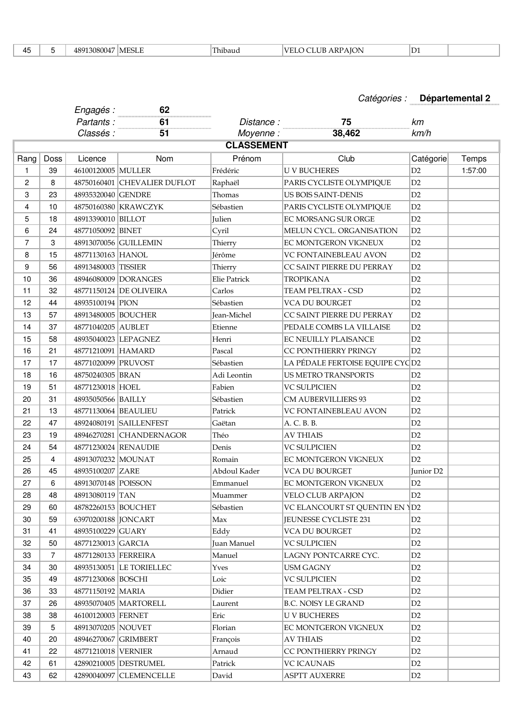| | | | | | | | |
|---|---|---|---|---|---|---|---|
| 45 | 5 | 48913080047 | MESLE | Thibaud | VELO CLUB ARPAJON | D1 | |

*Catégories :* **Départemental 2**

*Engagés :* **62**

*Partants :* **61** *Distance :* **75** *km*

*Classés :* **51** *Moyenne :* **38,462** *km/h*

**CLASSEMENT**

| Rang | Doss | Licence | Nom | Prénom | Club | Catégorie | Temps |
|---|---|---|---|---|---|---|---|
| 1 | 39 | 46100120005 | MULLER | Frédéric | U V BUCHERES | D2 | 1:57:00 |
| 2 | 8 | 48750160401 | CHEVALIER DUFLOT | Raphaël | PARIS CYCLISTE OLYMPIQUE | D2 | |
| 3 | 23 | 48935320040 | GENDRE | Thomas | US BOIS SAINT-DENIS | D2 | |
| 4 | 10 | 48750160380 | KRAWCZYK | Sébastien | PARIS CYCLISTE OLYMPIQUE | D2 | |
| 5 | 18 | 48913390010 | BILLOT | Julien | EC MORSANG SUR ORGE | D2 | |
| 6 | 24 | 48771050092 | BINET | Cyril | MELUN CYCL. ORGANISATION | D2 | |
| 7 | 3 | 48913070056 | GUILLEMIN | Thierry | EC MONTGERON VIGNEUX | D2 | |
| 8 | 15 | 48771130163 | HANOL | Jérôme | VC FONTAINEBLEAU AVON | D2 | |
| 9 | 56 | 48913480003 | TISSIER | Thierry | CC SAINT PIERRE DU PERRAY | D2 | |
| 10 | 36 | 48946080009 | DORANGES | Elie Patrick | TROPIKANA | D2 | |
| 11 | 32 | 48771150124 | DE OLIVEIRA | Carlos | TEAM PELTRAX - CSD | D2 | |
| 12 | 44 | 48935100194 | PION | Sébastien | VCA DU BOURGET | D2 | |
| 13 | 57 | 48913480005 | BOUCHER | Jean-Michel | CC SAINT PIERRE DU PERRAY | D2 | |
| 14 | 37 | 48771040205 | AUBLET | Etienne | PEDALE COMBS LA VILLAISE | D2 | |
| 15 | 58 | 48935040023 | LEPAGNEZ | Henri | EC NEUILLY PLAISANCE | D2 | |
| 16 | 21 | 48771210091 | HAMARD | Pascal | CC PONTHIERRY PRINGY | D2 | |
| 17 | 17 | 48771020099 | PRUVOST | Sébastien | LA PÉDALE FERTOISE EQUIPE CYC | D2 | |
| 18 | 16 | 48750240305 | BRAN | Adi Leontin | US METRO TRANSPORTS | D2 | |
| 19 | 51 | 48771230018 | HOEL | Fabien | VC SULPICIEN | D2 | |
| 20 | 31 | 48935050566 | BAILLY | Sébastien | CM AUBERVILLIERS 93 | D2 | |
| 21 | 13 | 48771130064 | BEAULIEU | Patrick | VC FONTAINEBLEAU AVON | D2 | |
| 22 | 47 | 48924080191 | SAILLENFEST | Gaëtan | A. C. B. B. | D2 | |
| 23 | 19 | 48946270281 | CHANDERNAGOR | Théo | AV THIAIS | D2 | |
| 24 | 54 | 48771230024 | RENAUDIE | Denis | VC SULPICIEN | D2 | |
| 25 | 4 | 48913070232 | MOUNAT | Romain | EC MONTGERON VIGNEUX | D2 | |
| 26 | 45 | 48935100207 | ZARE | Abdoul Kader | VCA DU BOURGET | Junior D2 | |
| 27 | 6 | 48913070148 | POISSON | Emmanuel | EC MONTGERON VIGNEUX | D2 | |
| 28 | 48 | 48913080119 | TAN | Muammer | VELO CLUB ARPAJON | D2 | |
| 29 | 60 | 48782260153 | BOUCHET | Sébastien | VC ELANCOURT ST QUENTIN EN Y | D2 | |
| 30 | 59 | 63970200188 | JONCART | Max | JEUNESSE CYCLISTE 231 | D2 | |
| 31 | 41 | 48935100229 | GUARY | Eddy | VCA DU BOURGET | D2 | |
| 32 | 50 | 48771230013 | GARCIA | Juan Manuel | VC SULPICIEN | D2 | |
| 33 | 7 | 48771280133 | FERREIRA | Manuel | LAGNY PONTCARRE CYC. | D2 | |
| 34 | 30 | 48935130051 | LE TORIELLEC | Yves | USM GAGNY | D2 | |
| 35 | 49 | 48771230068 | BOSCHI | Loic | VC SULPICIEN | D2 | |
| 36 | 33 | 48771150192 | MARIA | Didier | TEAM PELTRAX - CSD | D2 | |
| 37 | 26 | 48935070405 | MARTORELL | Laurent | B.C. NOISY LE GRAND | D2 | |
| 38 | 38 | 46100120003 | FERNET | Eric | U V BUCHERES | D2 | |
| 39 | 5 | 48913070205 | NOUVET | Florian | EC MONTGERON VIGNEUX | D2 | |
| 40 | 20 | 48946270067 | GRIMBERT | François | AV THIAIS | D2 | |
| 41 | 22 | 48771210018 | VERNIER | Arnaud | CC PONTHIERRY PRINGY | D2 | |
| 42 | 61 | 42890210005 | DESTRUMEL | Patrick | VC ICAUNAIS | D2 | |
| 43 | 62 | 42890040097 | CLEMENCELLE | David | ASPTT AUXERRE | D2 | |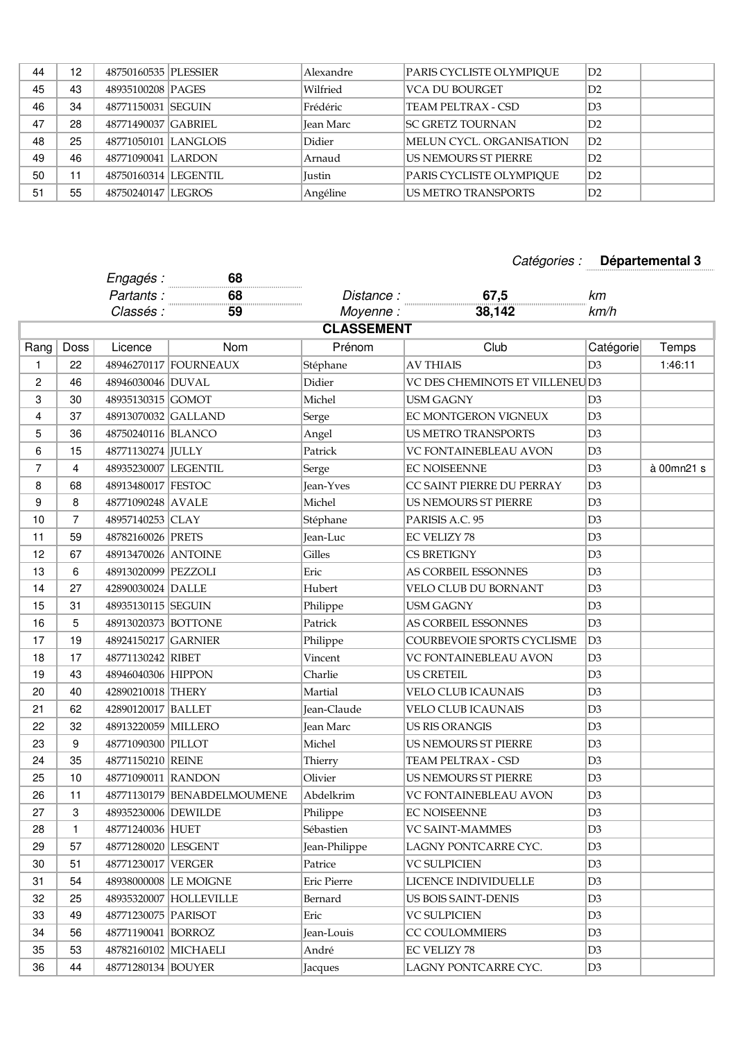| | | | | | | | |
|---|---|---|---|---|---|---|---|
| 44 | 12 | 48750160535 | PLESSIER | Alexandre | PARIS CYCLISTE OLYMPIQUE | D2 | |
| 45 | 43 | 48935100208 | PAGES | Wilfried | VCA DU BOURGET | D2 | |
| 46 | 34 | 48771150031 | SEGUIN | Frédéric | TEAM PELTRAX - CSD | D3 | |
| 47 | 28 | 48771490037 | GABRIEL | Jean Marc | SC GRETZ TOURNAN | D2 | |
| 48 | 25 | 48771050101 | LANGLOIS | Didier | MELUN CYCL. ORGANISATION | D2 | |
| 49 | 46 | 48771090041 | LARDON | Arnaud | US NEMOURS ST PIERRE | D2 | |
| 50 | 11 | 48750160314 | LEGENTIL | Justin | PARIS CYCLISTE OLYMPIQUE | D2 | |
| 51 | 55 | 48750240147 | LEGROS | Angéline | US METRO TRANSPORTS | D2 | |

*Catégories :* **Départemental 3**

*Engagés :* **68**
*Partants :* **68**
*Classés :* **59**

*Distance :* **67,5** *km*
*Moyenne :* **38,142** *km/h*

**CLASSEMENT**

| Rang | Doss | Licence | Nom | Prénom | Club | Catégorie | Temps |
|---|---|---|---|---|---|---|---|
| 1 | 22 | 48946270117 | FOURNEAUX | Stéphane | AV THIAIS | D3 | 1:46:11 |
| 2 | 46 | 48946030046 | DUVAL | Didier | VC DES CHEMINOTS ET VILLENEU | D3 | |
| 3 | 30 | 48935130315 | GOMOT | Michel | USM GAGNY | D3 | |
| 4 | 37 | 48913070032 | GALLAND | Serge | EC MONTGERON VIGNEUX | D3 | |
| 5 | 36 | 48750240116 | BLANCO | Angel | US METRO TRANSPORTS | D3 | |
| 6 | 15 | 48771130274 | JULLY | Patrick | VC FONTAINEBLEAU AVON | D3 | |
| 7 | 4 | 48935230007 | LEGENTIL | Serge | EC NOISEENNE | D3 | à 00mn21 s |
| 8 | 68 | 48913480017 | FESTOC | Jean-Yves | CC SAINT PIERRE DU PERRAY | D3 | |
| 9 | 8 | 48771090248 | AVALE | Michel | US NEMOURS ST PIERRE | D3 | |
| 10 | 7 | 48957140253 | CLAY | Stéphane | PARISIS A.C. 95 | D3 | |
| 11 | 59 | 48782160026 | PRETS | Jean-Luc | EC VELIZY 78 | D3 | |
| 12 | 67 | 48913470026 | ANTOINE | Gilles | CS BRETIGNY | D3 | |
| 13 | 6 | 48913020099 | PEZZOLI | Eric | AS CORBEIL ESSONNES | D3 | |
| 14 | 27 | 42890030024 | DALLE | Hubert | VELO CLUB DU BORNANT | D3 | |
| 15 | 31 | 48935130115 | SEGUIN | Philippe | USM GAGNY | D3 | |
| 16 | 5 | 48913020373 | BOTTONE | Patrick | AS CORBEIL ESSONNES | D3 | |
| 17 | 19 | 48924150217 | GARNIER | Philippe | COURBEVOIE SPORTS CYCLISME | D3 | |
| 18 | 17 | 48771130242 | RIBET | Vincent | VC FONTAINEBLEAU AVON | D3 | |
| 19 | 43 | 48946040306 | HIPPON | Charlie | US CRETEIL | D3 | |
| 20 | 40 | 42890210018 | THERY | Martial | VELO CLUB ICAUNAIS | D3 | |
| 21 | 62 | 42890120017 | BALLET | Jean-Claude | VELO CLUB ICAUNAIS | D3 | |
| 22 | 32 | 48913220059 | MILLERO | Jean Marc | US RIS ORANGIS | D3 | |
| 23 | 9 | 48771090300 | PILLOT | Michel | US NEMOURS ST PIERRE | D3 | |
| 24 | 35 | 48771150210 | REINE | Thierry | TEAM PELTRAX - CSD | D3 | |
| 25 | 10 | 48771090011 | RANDON | Olivier | US NEMOURS ST PIERRE | D3 | |
| 26 | 11 | 48771130179 | BENABDELMOUMENE | Abdelkrim | VC FONTAINEBLEAU AVON | D3 | |
| 27 | 3 | 48935230006 | DEWILDE | Philippe | EC NOISEENNE | D3 | |
| 28 | 1 | 48771240036 | HUET | Sébastien | VC SAINT-MAMMES | D3 | |
| 29 | 57 | 48771280020 | LESGENT | Jean-Philippe | LAGNY PONTCARRE CYC. | D3 | |
| 30 | 51 | 48771230017 | VERGER | Patrice | VC SULPICIEN | D3 | |
| 31 | 54 | 48938000008 | LE MOIGNE | Eric Pierre | LICENCE INDIVIDUELLE | D3 | |
| 32 | 25 | 48935320007 | HOLLEVILLE | Bernard | US BOIS SAINT-DENIS | D3 | |
| 33 | 49 | 48771230075 | PARISOT | Eric | VC SULPICIEN | D3 | |
| 34 | 56 | 48771190041 | BORROZ | Jean-Louis | CC COULOMMIERS | D3 | |
| 35 | 53 | 48782160102 | MICHAELI | André | EC VELIZY 78 | D3 | |
| 36 | 44 | 48771280134 | BOUYER | Jacques | LAGNY PONTCARRE CYC. | D3 | |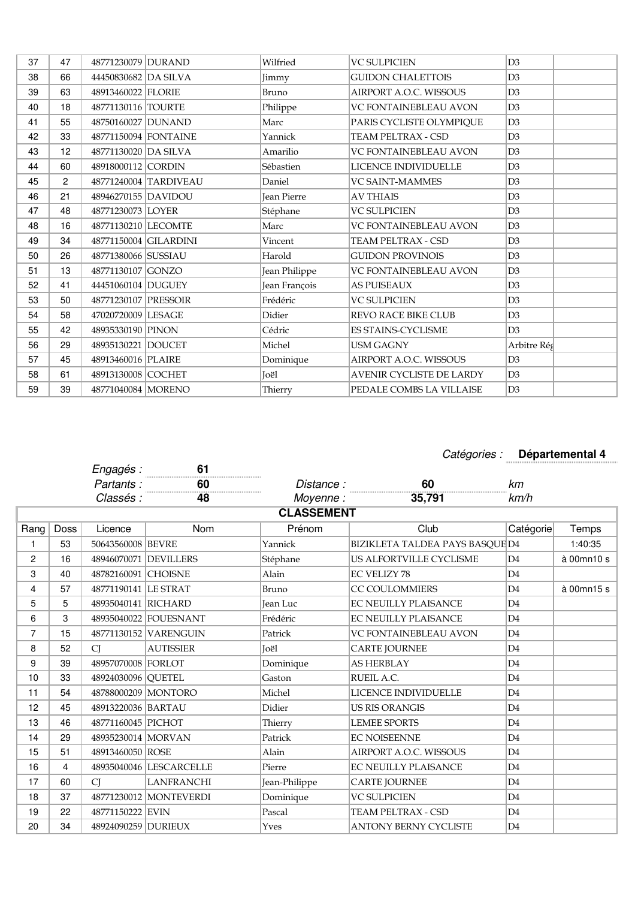| 37 | 47 | 48771230079 | DURAND | Wilfried | VC SULPICIEN | D3 | |
|---|---|---|---|---|---|---|---|
| 38 | 66 | 44450830682 | DA SILVA | Jimmy | GUIDON CHALETTOIS | D3 | |
| 39 | 63 | 48913460022 | FLORIE | Bruno | AIRPORT A.O.C. WISSOUS | D3 | |
| 40 | 18 | 48771130116 | TOURTE | Philippe | VC FONTAINEBLEAU AVON | D3 | |
| 41 | 55 | 48750160027 | DUNAND | Marc | PARIS CYCLISTE OLYMPIQUE | D3 | |
| 42 | 33 | 48771150094 | FONTAINE | Yannick | TEAM PELTRAX - CSD | D3 | |
| 43 | 12 | 48771130020 | DA SILVA | Amarilio | VC FONTAINEBLEAU AVON | D3 | |
| 44 | 60 | 48918000112 | CORDIN | Sébastien | LICENCE INDIVIDUELLE | D3 | |
| 45 | 2 | 48771240004 | TARDIVEAU | Daniel | VC SAINT-MAMMES | D3 | |
| 46 | 21 | 48946270155 | DAVIDOU | Jean Pierre | AV THIAIS | D3 | |
| 47 | 48 | 48771230073 | LOYER | Stéphane | VC SULPICIEN | D3 | |
| 48 | 16 | 48771130210 | LECOMTE | Marc | VC FONTAINEBLEAU AVON | D3 | |
| 49 | 34 | 48771150004 | GILARDINI | Vincent | TEAM PELTRAX - CSD | D3 | |
| 50 | 26 | 48771380066 | SUSSIAU | Harold | GUIDON PROVINOIS | D3 | |
| 51 | 13 | 48771130107 | GONZO | Jean Philippe | VC FONTAINEBLEAU AVON | D3 | |
| 52 | 41 | 44451060104 | DUGUEY | Jean François | AS PUISEAUX | D3 | |
| 53 | 50 | 48771230107 | PRESSOIR | Frédéric | VC SULPICIEN | D3 | |
| 54 | 58 | 47020720009 | LESAGE | Didier | REVO RACE BIKE CLUB | D3 | |
| 55 | 42 | 48935330190 | PINON | Cédric | ES STAINS-CYCLISME | D3 | |
| 56 | 29 | 48935130221 | DOUCET | Michel | USM GAGNY | Arbitre Rég | |
| 57 | 45 | 48913460016 | PLAIRE | Dominique | AIRPORT A.O.C. WISSOUS | D3 | |
| 58 | 61 | 48913130008 | COCHET | Joël | AVENIR CYCLISTE DE LARDY | D3 | |
| 59 | 39 | 48771040084 | MORENO | Thierry | PEDALE COMBS LA VILLAISE | D3 | |

*Catégories :* **Départemental 4**

*Engagés :* **61**
*Partants :* **60** *Distance :* **60** *km*
*Classés :* **48** *Moyenne :* **35,791** *km/h*

**CLASSEMENT**

| Rang | Doss | Licence | Nom | Prénom | Club | Catégorie | Temps |
|---|---|---|---|---|---|---|---|
| 1 | 53 | 50643560008 | BEVRE | Yannick | BIZIKLETA TALDEA PAYS BASQUE | D4 | 1:40:35 |
| 2 | 16 | 48946070071 | DEVILLERS | Stéphane | US ALFORTVILLE CYCLISME | D4 | à 00mn10 s |
| 3 | 40 | 48782160091 | CHOISNE | Alain | EC VELIZY 78 | D4 | |
| 4 | 57 | 48771190141 | LE STRAT | Bruno | CC COULOMMIERS | D4 | à 00mn15 s |
| 5 | 5 | 48935040141 | RICHARD | Jean Luc | EC NEUILLY PLAISANCE | D4 | |
| 6 | 3 | 48935040022 | FOUESNANT | Frédéric | EC NEUILLY PLAISANCE | D4 | |
| 7 | 15 | 48771130152 | VARENGUIN | Patrick | VC FONTAINEBLEAU AVON | D4 | |
| 8 | 52 | CJ | AUTISSIER | Joël | CARTE JOURNEE | D4 | |
| 9 | 39 | 48957070008 | FORLOT | Dominique | AS HERBLAY | D4 | |
| 10 | 33 | 48924030096 | QUETEL | Gaston | RUEIL A.C. | D4 | |
| 11 | 54 | 48788000209 | MONTORO | Michel | LICENCE INDIVIDUELLE | D4 | |
| 12 | 45 | 48913220036 | BARTAU | Didier | US RIS ORANGIS | D4 | |
| 13 | 46 | 48771160045 | PICHOT | Thierry | LEMEE SPORTS | D4 | |
| 14 | 29 | 48935230014 | MORVAN | Patrick | EC NOISEENNE | D4 | |
| 15 | 51 | 48913460050 | ROSE | Alain | AIRPORT A.O.C. WISSOUS | D4 | |
| 16 | 4 | 48935040046 | LESCARCELLE | Pierre | EC NEUILLY PLAISANCE | D4 | |
| 17 | 60 | CJ | LANFRANCHI | Jean-Philippe | CARTE JOURNEE | D4 | |
| 18 | 37 | 48771230012 | MONTEVERDI | Dominique | VC SULPICIEN | D4 | |
| 19 | 22 | 48771150222 | EVIN | Pascal | TEAM PELTRAX - CSD | D4 | |
| 20 | 34 | 48924090259 | DURIEUX | Yves | ANTONY BERNY CYCLISTE | D4 | |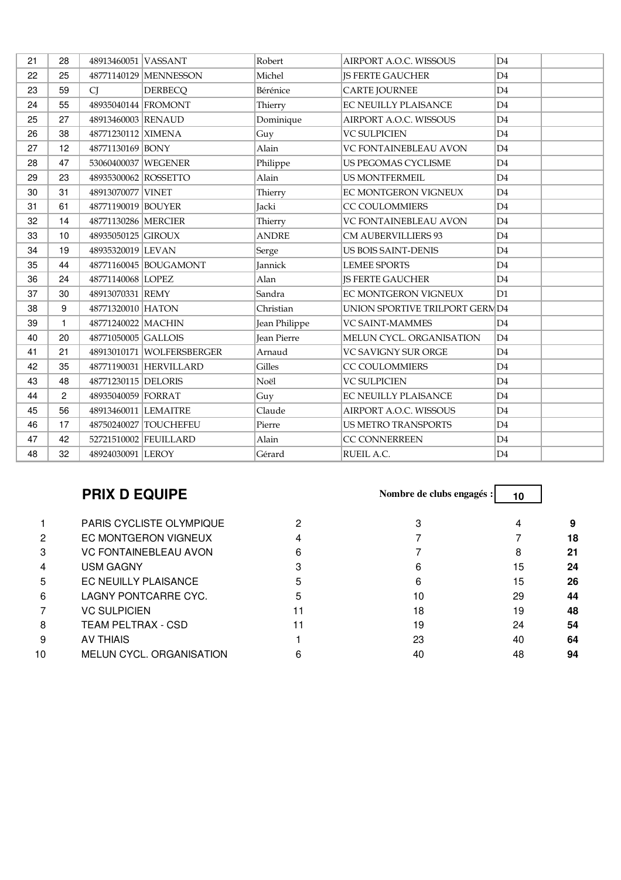| | | | | | | | |
|---|---|---|---|---|---|---|---|
| 21 | 28 | 48913460051 | VASSANT | Robert | AIRPORT A.O.C. WISSOUS | D4 | |
| 22 | 25 | 48771140129 | MENNESSON | Michel | JS FERTE GAUCHER | D4 | |
| 23 | 59 | CJ | DERBECQ | Bérénice | CARTE JOURNEE | D4 | |
| 24 | 55 | 48935040144 | FROMONT | Thierry | EC NEUILLY PLAISANCE | D4 | |
| 25 | 27 | 48913460003 | RENAUD | Dominique | AIRPORT A.O.C. WISSOUS | D4 | |
| 26 | 38 | 48771230112 | XIMENA | Guy | VC SULPICIEN | D4 | |
| 27 | 12 | 48771130169 | BONY | Alain | VC FONTAINEBLEAU AVON | D4 | |
| 28 | 47 | 53060400037 | WEGENER | Philippe | US PEGOMAS CYCLISME | D4 | |
| 29 | 23 | 48935300062 | ROSSETTO | Alain | US MONTFERMEIL | D4 | |
| 30 | 31 | 48913070077 | VINET | Thierry | EC MONTGERON VIGNEUX | D4 | |
| 31 | 61 | 48771190019 | BOUYER | Jacki | CC COULOMMIERS | D4 | |
| 32 | 14 | 48771130286 | MERCIER | Thierry | VC FONTAINEBLEAU AVON | D4 | |
| 33 | 10 | 48935050125 | GIROUX | ANDRE | CM AUBERVILLIERS 93 | D4 | |
| 34 | 19 | 48935320019 | LEVAN | Serge | US BOIS SAINT-DENIS | D4 | |
| 35 | 44 | 48771160045 | BOUGAMONT | Jannick | LEMEE SPORTS | D4 | |
| 36 | 24 | 48771140068 | LOPEZ | Alan | JS FERTE GAUCHER | D4 | |
| 37 | 30 | 48913070331 | REMY | Sandra | EC MONTGERON VIGNEUX | D1 | |
| 38 | 9 | 48771320010 | HATON | Christian | UNION SPORTIVE TRILPORT GERM | D4 | |
| 39 | 1 | 48771240022 | MACHIN | Jean Philippe | VC SAINT-MAMMES | D4 | |
| 40 | 20 | 48771050005 | GALLOIS | Jean Pierre | MELUN CYCL. ORGANISATION | D4 | |
| 41 | 21 | 48913010171 | WOLFERSBERGER | Arnaud | VC SAVIGNY SUR ORGE | D4 | |
| 42 | 35 | 48771190031 | HERVILLARD | Gilles | CC COULOMMIERS | D4 | |
| 43 | 48 | 48771230115 | DELORIS | Noël | VC SULPICIEN | D4 | |
| 44 | 2 | 48935040059 | FORRAT | Guy | EC NEUILLY PLAISANCE | D4 | |
| 45 | 56 | 48913460011 | LEMAITRE | Claude | AIRPORT A.O.C. WISSOUS | D4 | |
| 46 | 17 | 48750240027 | TOUCHEFEU | Pierre | US METRO TRANSPORTS | D4 | |
| 47 | 42 | 52721510002 | FEUILLARD | Alain | CC CONNERREEN | D4 | |
| 48 | 32 | 48924030091 | LEROY | Gérard | RUEIL A.C. | D4 | |

## PRIX D EQUIPE

**Nombre de clubs engagés :** 10

| | | | | | |
|---|---|---|---|---|---|
| 1 | PARIS CYCLISTE OLYMPIQUE | 2 | 3 | 4 | **9** |
| 2 | EC MONTGERON VIGNEUX | 4 | 7 | 7 | **18** |
| 3 | VC FONTAINEBLEAU AVON | 6 | 7 | 8 | **21** |
| 4 | USM GAGNY | 3 | 6 | 15 | **24** |
| 5 | EC NEUILLY PLAISANCE | 5 | 6 | 15 | **26** |
| 6 | LAGNY PONTCARRE CYC. | 5 | 10 | 29 | **44** |
| 7 | VC SULPICIEN | 11 | 18 | 19 | **48** |
| 8 | TEAM PELTRAX - CSD | 11 | 19 | 24 | **54** |
| 9 | AV THIAIS | 1 | 23 | 40 | **64** |
| 10 | MELUN CYCL. ORGANISATION | 6 | 40 | 48 | **94** |